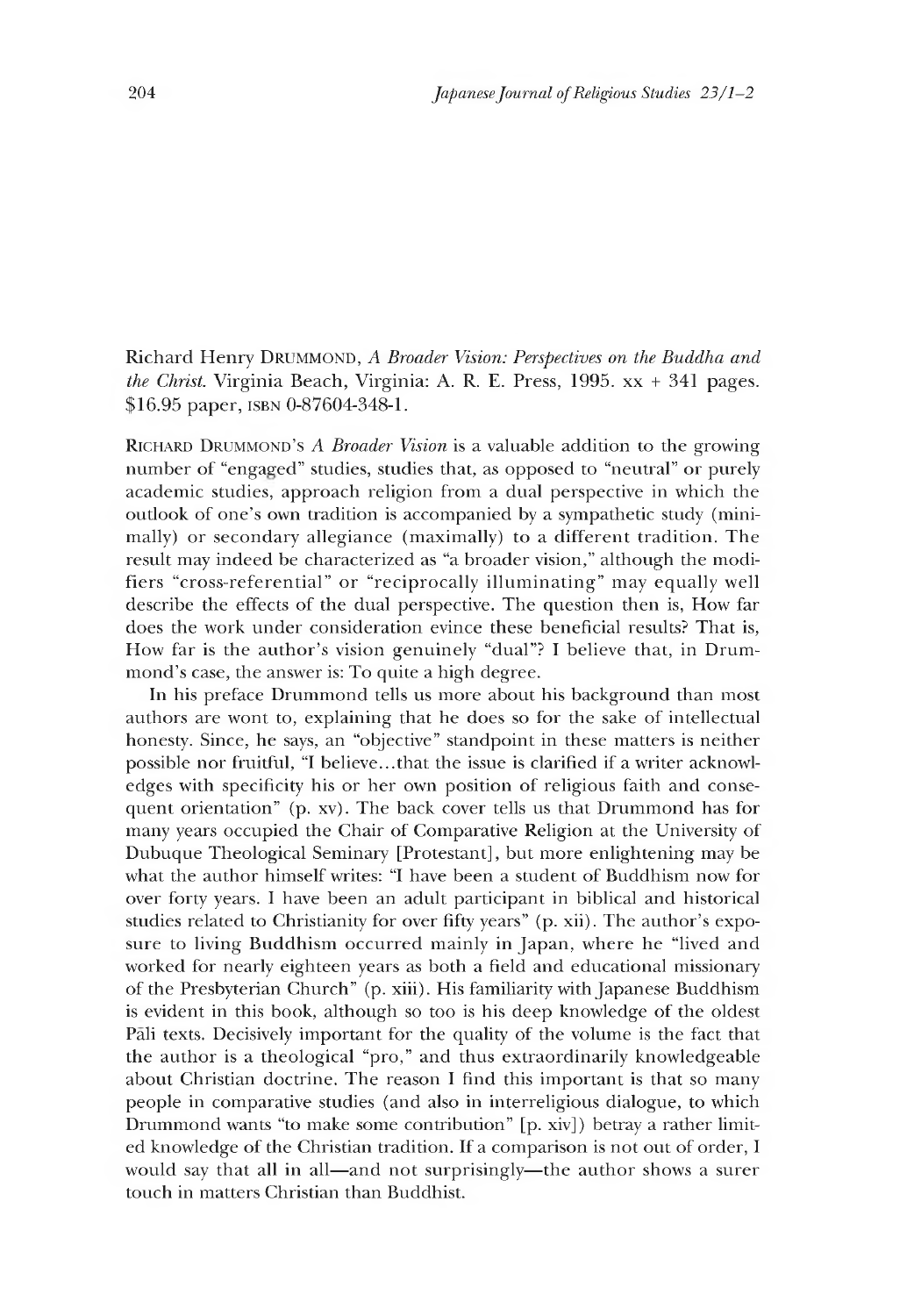Richard Henry DRUMMOND, *A Broader Vision: Perspectives on the Buddha and the Christ.* Virginia Beach, Virginia: A. R. E. Press, 1995. xx + 341 pages. $16.95 paper, ISBN 0-87604-348-1.

RICHARD DRUMMOND'S *A Broader Vision* is a valuable addition to the growing number of "engaged" studies, studies that, as opposed to "neutral" or purely academic studies, approach religion from a dual perspective in which the outlook of one's own tradition is accompanied by a sympathetic study (minimally) or secondary allegiance (maximally) to a different tradition. The result may indeed be characterized as "a broader vision," although the modifiers "cross-referential" or "reciprocally illuminating" may equally well describe the effects of the dual perspective. The question then is, How far does the work under consideration evince these beneficial results? That is, How far is the author's vision genuinely "dual"? I believe that, in Drummond's case, the answer is: To quite a high degree.

In his preface Drummond tells us more about his background than most authors are wont to, explaining that he does so for the sake of intellectual honesty. Since, he says, an "objective" standpoint in these matters is neither possible nor fruitful, "I believe...that the issue is clarified if a writer acknowledges with specificity his or her own position of religious faith and consequent orientation" (p. xv). The back cover tells us that Drummond has for many years occupied the Chair of Comparative Religion at the University of Dubuque Theological Seminary [Protestant], but more enlightening may be what the author himself writes: "I have been a student of Buddhism now for over forty years. I have been an adult participant in biblical and historical studies related to Christianity for over fifty years" (p. xii). The author's exposure to living Buddhism occurred mainly in Japan, where he "lived and worked for nearly eighteen years as both a field and educational missionary of the Presbyterian Church" (p. xiii). His familiarity with Japanese Buddhism is evident in this book, although so too is his deep knowledge of the oldest Pāli texts. Decisively important for the quality of the volume is the fact that the author is a theological "pro," and thus extraordinarily knowledgeable about Christian doctrine. The reason I find this important is that so many people in comparative studies (and also in interreligious dialogue, to which Drummond wants "to make some contribution" [p. xiv]) betray a rather limited knowledge of the Christian tradition. If a comparison is not out of order, I would say that all in all—and not surprisingly—the author shows a surer touch in matters Christian than Buddhist.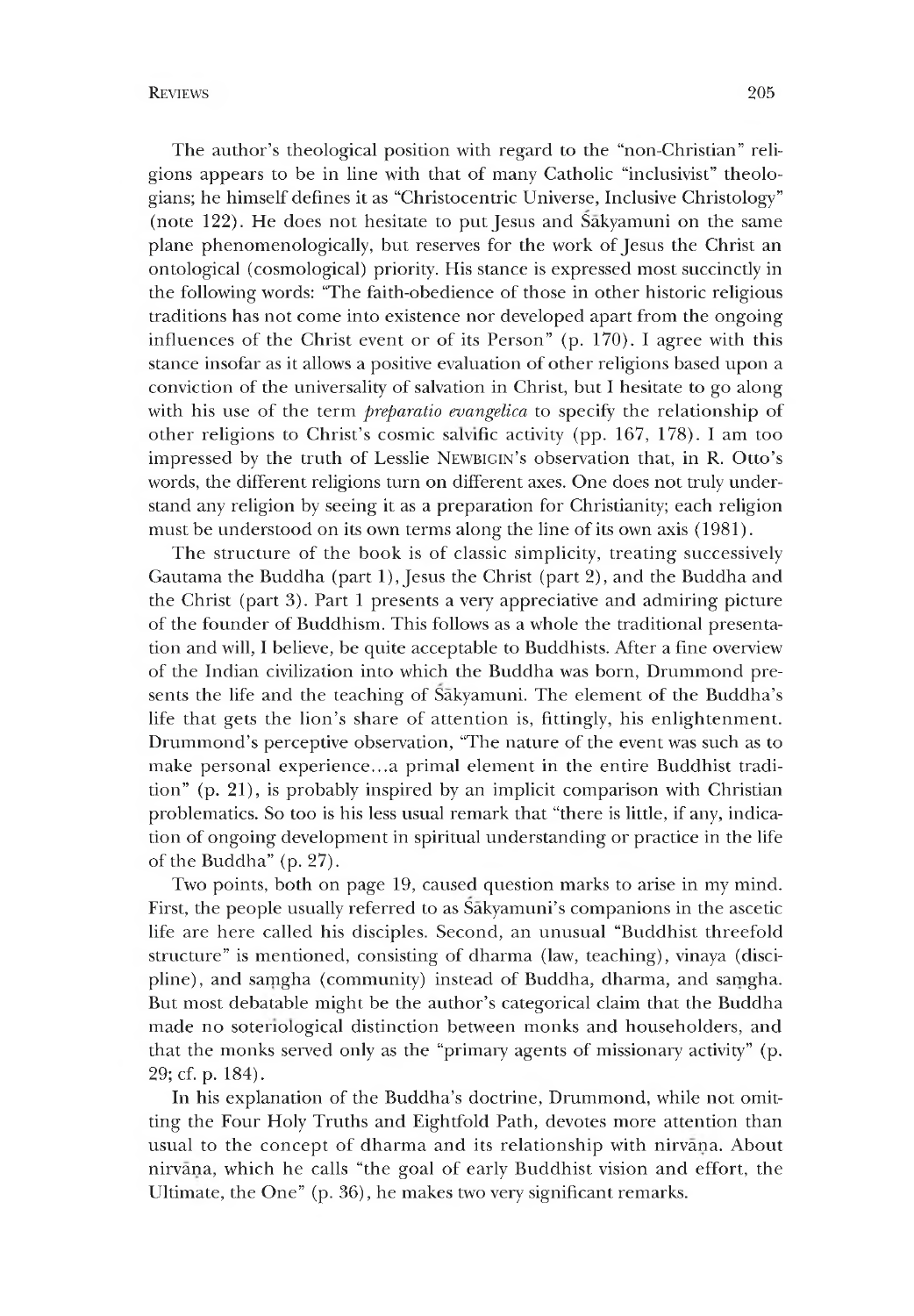The author's theological position with regard to the "non-Christian" religions appears to be in line with that of many Catholic "inclusivist" theologians; he himself defines it as "Christocentric Universe, Inclusive Christology" (note 122). He does not hesitate to put Jesus and Śākyamuni on the same plane phenomenologically, but reserves for the work of Jesus the Christ an ontological (cosmological) priority. His stance is expressed most succinctly in the following words: "The faith-obedience of those in other historic religious traditions has not come into existence nor developed apart from the ongoing influences of the Christ event or of its Person" (p. 170). I agree with this stance insofar as it allows a positive evaluation of other religions based upon a conviction of the universality of salvation in Christ, but I hesitate to go along with his use of the term *preparatio evangelica* to specify the relationship of other religions to Christ's cosmic salvific activity (pp. 167, 178). I am too impressed by the truth of Lesslie NEWBIGIN's observation that, in R. Otto's words, the different religions turn on different axes. One does not truly understand any religion by seeing it as a preparation for Christianity; each religion must be understood on its own terms along the line of its own axis (1981).

The structure of the book is of classic simplicity, treating successively Gautama the Buddha (part 1), Jesus the Christ (part 2), and the Buddha and the Christ (part 3). Part 1 presents a very appreciative and admiring picture of the founder of Buddhism. This follows as a whole the traditional presentation and will, I believe, be quite acceptable to Buddhists. After a fine overview of the Indian civilization into which the Buddha was born, Drummond presents the life and the teaching of Śākyamuni. The element of the Buddha's life that gets the lion's share of attention is, fittingly, his enlightenment. Drummond's perceptive observation, "The nature of the event was such as to make personal experience...a primal element in the entire Buddhist tradition" (p. 21), is probably inspired by an implicit comparison with Christian problematics. So too is his less usual remark that "there is little, if any, indication of ongoing development in spiritual understanding or practice in the life of the Buddha" (p. 27).

Two points, both on page 19, caused question marks to arise in my mind. First, the people usually referred to as Śākyamuni's companions in the ascetic life are here called his disciples. Second, an unusual "Buddhist threefold structure" is mentioned, consisting of dharma (law, teaching), vinaya (discipline), and saṃgha (community) instead of Buddha, dharma, and saṃgha. But most debatable might be the author's categorical claim that the Buddha made no soteriological distinction between monks and householders, and that the monks served only as the "primary agents of missionary activity" (p. 29; cf. p. 184).

In his explanation of the Buddha's doctrine, Drummond, while not omitting the Four Holy Truths and Eightfold Path, devotes more attention than usual to the concept of dharma and its relationship with nirvāṇa. About nirvāṇa, which he calls "the goal of early Buddhist vision and effort, the Ultimate, the One" (p. 36), he makes two very significant remarks.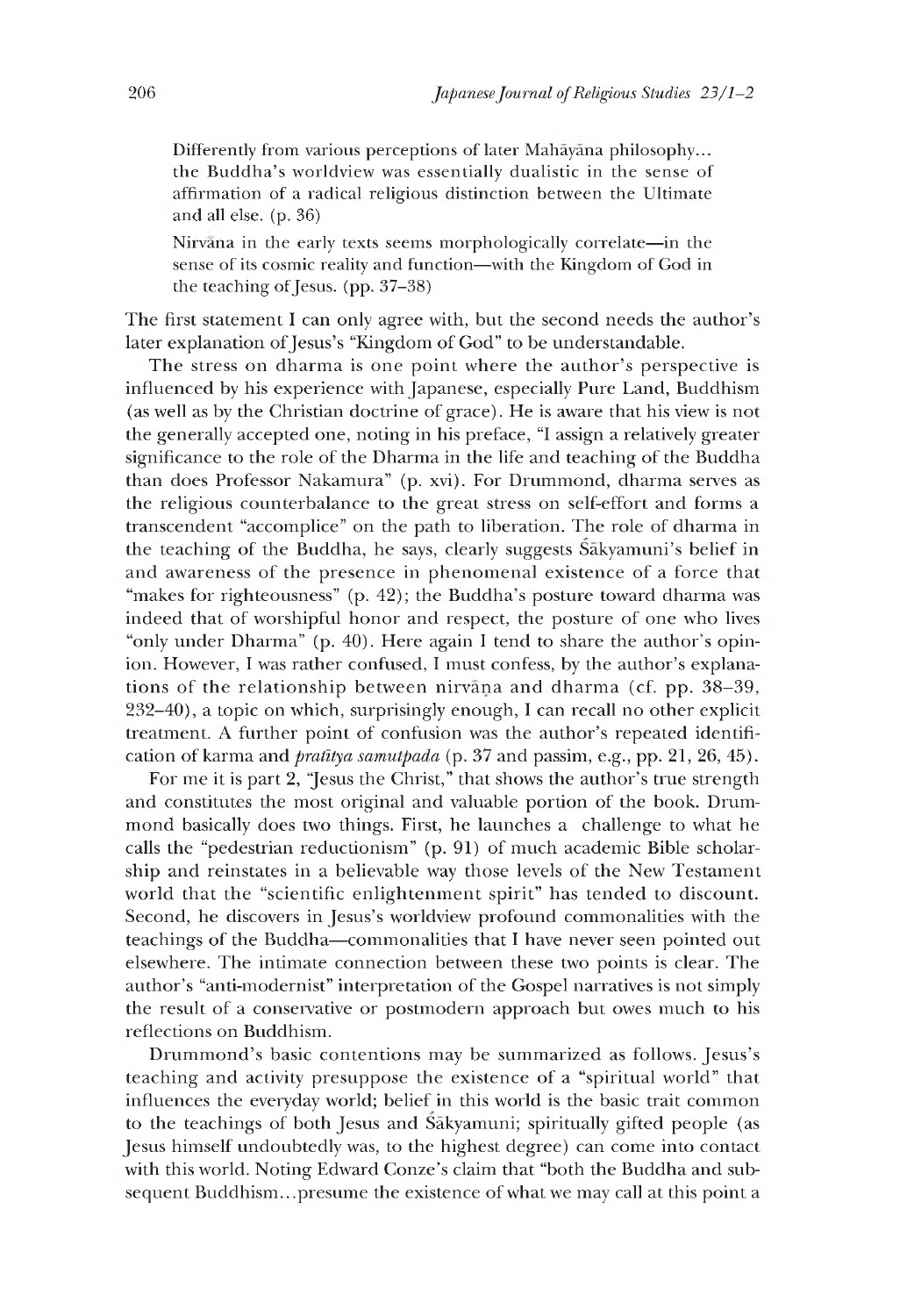> Differently from various perceptions of later Mahāyāna philosophy... the Buddha's worldview was essentially dualistic in the sense of affirmation of a radical religious distinction between the Ultimate and all else. (p. 36)
>
> Nirvāna in the early texts seems morphologically correlate—in the sense of its cosmic reality and function—with the Kingdom of God in the teaching of Jesus. (pp. 37–38)

The first statement I can only agree with, but the second needs the author's later explanation of Jesus's "Kingdom of God" to be understandable.

The stress on dharma is one point where the author's perspective is influenced by his experience with Japanese, especially Pure Land, Buddhism (as well as by the Christian doctrine of grace). He is aware that his view is not the generally accepted one, noting in his preface, "I assign a relatively greater significance to the role of the Dharma in the life and teaching of the Buddha than does Professor Nakamura" (p. xvi). For Drummond, dharma serves as the religious counterbalance to the great stress on self-effort and forms a transcendent "accomplice" on the path to liberation. The role of dharma in the teaching of the Buddha, he says, clearly suggests Śākyamuni's belief in and awareness of the presence in phenomenal existence of a force that "makes for righteousness" (p. 42); the Buddha's posture toward dharma was indeed that of worshipful honor and respect, the posture of one who lives "only under Dharma" (p. 40). Here again I tend to share the author's opinion. However, I was rather confused, I must confess, by the author's explanations of the relationship between nirvāṇa and dharma (cf. pp. 38–39, 232–40), a topic on which, surprisingly enough, I can recall no other explicit treatment. A further point of confusion was the author's repeated identification of karma and *pratītya samutpada* (p. 37 and passim, e.g., pp. 21, 26, 45).

For me it is part 2, "Jesus the Christ," that shows the author's true strength and constitutes the most original and valuable portion of the book. Drummond basically does two things. First, he launches a challenge to what he calls the "pedestrian reductionism" (p. 91) of much academic Bible scholarship and reinstates in a believable way those levels of the New Testament world that the "scientific enlightenment spirit" has tended to discount. Second, he discovers in Jesus's worldview profound commonalities with the teachings of the Buddha—commonalities that I have never seen pointed out elsewhere. The intimate connection between these two points is clear. The author's "anti-modernist" interpretation of the Gospel narratives is not simply the result of a conservative or postmodern approach but owes much to his reflections on Buddhism.

Drummond's basic contentions may be summarized as follows. Jesus's teaching and activity presuppose the existence of a "spiritual world" that influences the everyday world; belief in this world is the basic trait common to the teachings of both Jesus and Śākyamuni; spiritually gifted people (as Jesus himself undoubtedly was, to the highest degree) can come into contact with this world. Noting Edward Conze's claim that "both the Buddha and subsequent Buddhism...presume the existence of what we may call at this point a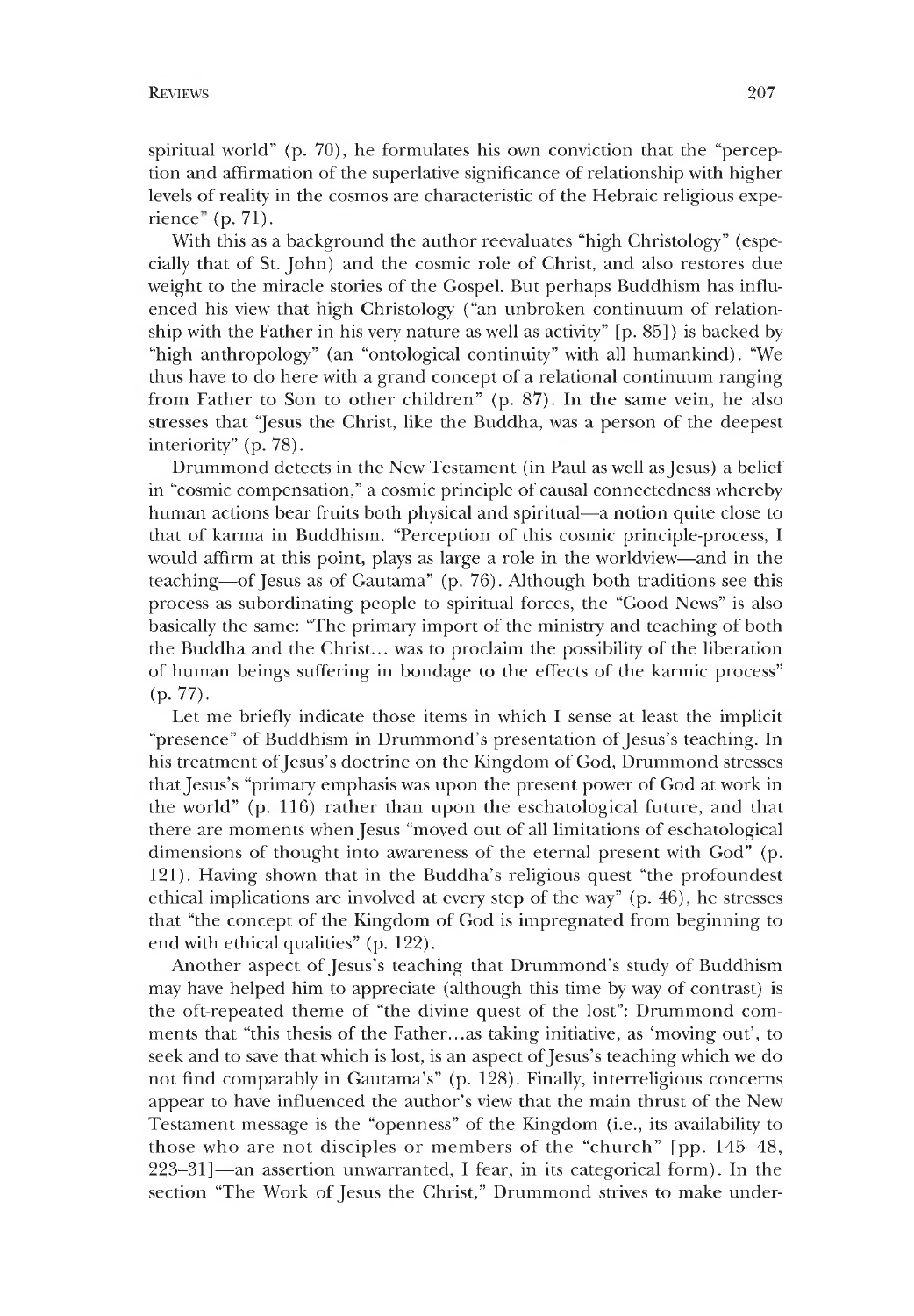spiritual world" (p. 70), he formulates his own conviction that the "perception and affirmation of the superlative significance of relationship with higher levels of reality in the cosmos are characteristic of the Hebraic religious experience" (p. 71).

With this as a background the author reevaluates "high Christology" (especially that of St. John) and the cosmic role of Christ, and also restores due weight to the miracle stories of the Gospel. But perhaps Buddhism has influenced his view that high Christology ("an unbroken continuum of relationship with the Father in his very nature as well as activity" [p. 85]) is backed by "high anthropology" (an "ontological continuity" with all humankind). "We thus have to do here with a grand concept of a relational continuum ranging from Father to Son to other children" (p. 87). In the same vein, he also stresses that "Jesus the Christ, like the Buddha, was a person of the deepest interiority" (p. 78).

Drummond detects in the New Testament (in Paul as well as Jesus) a belief in "cosmic compensation," a cosmic principle of causal connectedness whereby human actions bear fruits both physical and spiritual—a notion quite close to that of karma in Buddhism. "Perception of this cosmic principle-process, I would affirm at this point, plays as large a role in the worldview—and in the teaching—of Jesus as of Gautama" (p. 76). Although both traditions see this process as subordinating people to spiritual forces, the "Good News" is also basically the same: "The primary import of the ministry and teaching of both the Buddha and the Christ... was to proclaim the possibility of the liberation of human beings suffering in bondage to the effects of the karmic process" (p. 77).

Let me briefly indicate those items in which I sense at least the implicit "presence" of Buddhism in Drummond's presentation of Jesus's teaching. In his treatment of Jesus's doctrine on the Kingdom of God, Drummond stresses that Jesus's "primary emphasis was upon the present power of God at work in the world" (p. 116) rather than upon the eschatological future, and that there are moments when Jesus "moved out of all limitations of eschatological dimensions of thought into awareness of the eternal present with God" (p. 121). Having shown that in the Buddha's religious quest "the profoundest ethical implications are involved at every step of the way" (p. 46), he stresses that "the concept of the Kingdom of God is impregnated from beginning to end with ethical qualities" (p. 122).

Another aspect of Jesus's teaching that Drummond's study of Buddhism may have helped him to appreciate (although this time by way of contrast) is the oft-repeated theme of "the divine quest of the lost": Drummond comments that "this thesis of the Father...as taking initiative, as 'moving out', to seek and to save that which is lost, is an aspect of Jesus's teaching which we do not find comparably in Gautama's" (p. 128). Finally, interreligious concerns appear to have influenced the author's view that the main thrust of the New Testament message is the "openness" of the Kingdom (i.e., its availability to those who are not disciples or members of the "church" [pp. 145–48, 223–31]—an assertion unwarranted, I fear, in its categorical form). In the section "The Work of Jesus the Christ," Drummond strives to make under-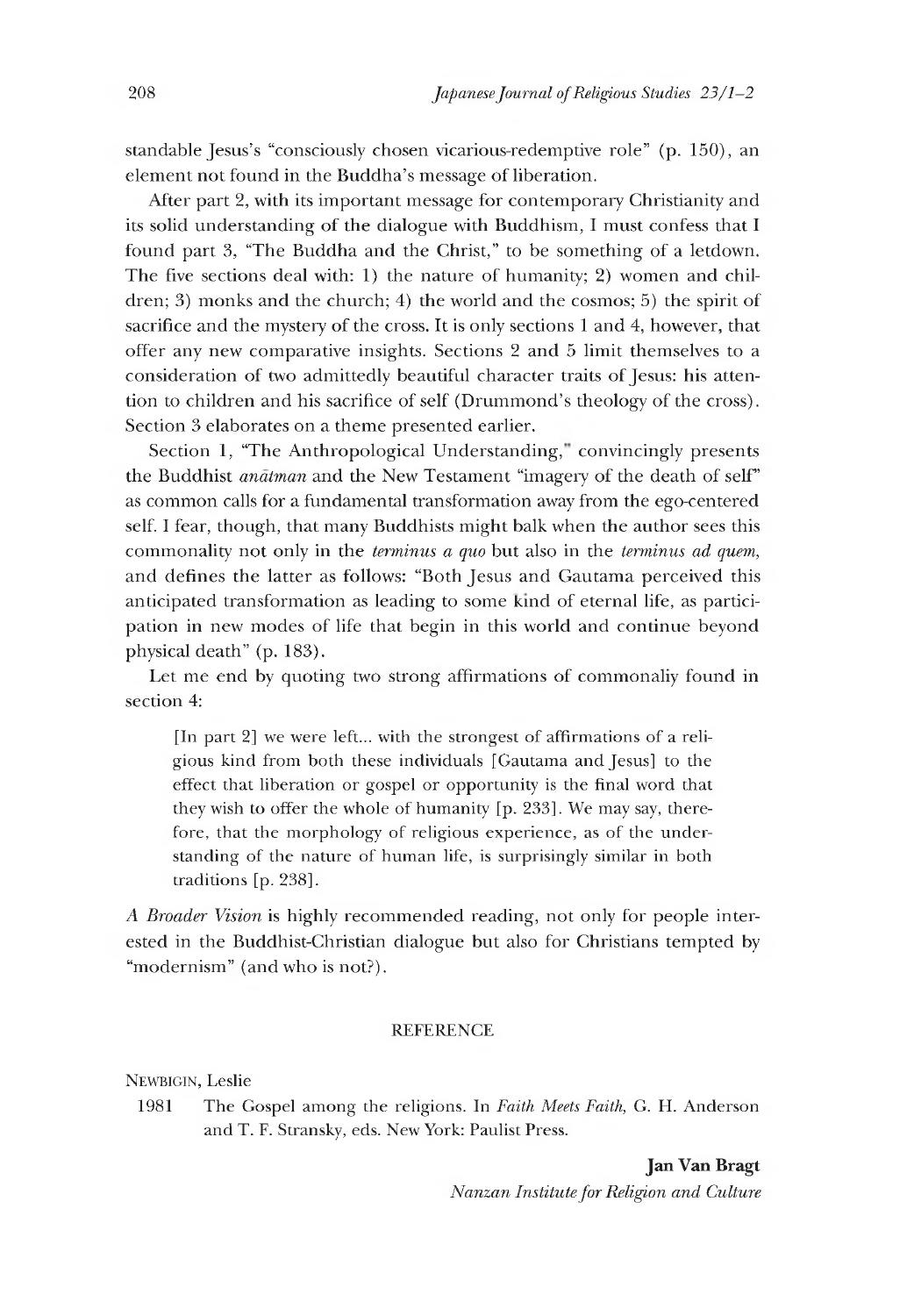standable Jesus's "consciously chosen vicarious-redemptive role" (p. 150), an element not found in the Buddha's message of liberation.

After part 2, with its important message for contemporary Christianity and its solid understanding of the dialogue with Buddhism, I must confess that I found part 3, "The Buddha and the Christ," to be something of a letdown. The five sections deal with: 1) the nature of humanity; 2) women and children; 3) monks and the church; 4) the world and the cosmos; 5) the spirit of sacrifice and the mystery of the cross. It is only sections 1 and 4, however, that offer any new comparative insights. Sections 2 and 5 limit themselves to a consideration of two admittedly beautiful character traits of Jesus: his attention to children and his sacrifice of self (Drummond's theology of the cross). Section 3 elaborates on a theme presented earlier.

Section 1, "The Anthropological Understanding," convincingly presents the Buddhist *anātman* and the New Testament "imagery of the death of self" as common calls for a fundamental transformation away from the ego-centered self. I fear, though, that many Buddhists might balk when the author sees this commonality not only in the *terminus a quo* but also in the *terminus ad quem*, and defines the latter as follows: "Both Jesus and Gautama perceived this anticipated transformation as leading to some kind of eternal life, as participation in new modes of life that begin in this world and continue beyond physical death" (p. 183).

Let me end by quoting two strong affirmations of commonaliy found in section 4:

> [In part 2] we were left... with the strongest of affirmations of a religious kind from both these individuals [Gautama and Jesus] to the effect that liberation or gospel or opportunity is the final word that they wish to offer the whole of humanity [p. 233]. We may say, therefore, that the morphology of religious experience, as of the understanding of the nature of human life, is surprisingly similar in both traditions [p. 238].

*A Broader Vision* is highly recommended reading, not only for people interested in the Buddhist-Christian dialogue but also for Christians tempted by "modernism" (and who is not?).

## REFERENCE

NEWBIGIN, Leslie

1981 The Gospel among the religions. In *Faith Meets Faith*, G. H. Anderson and T. F. Stransky, eds. New York: Paulist Press.

**Jan Van Bragt**
*Nanzan Institute for Religion and Culture*